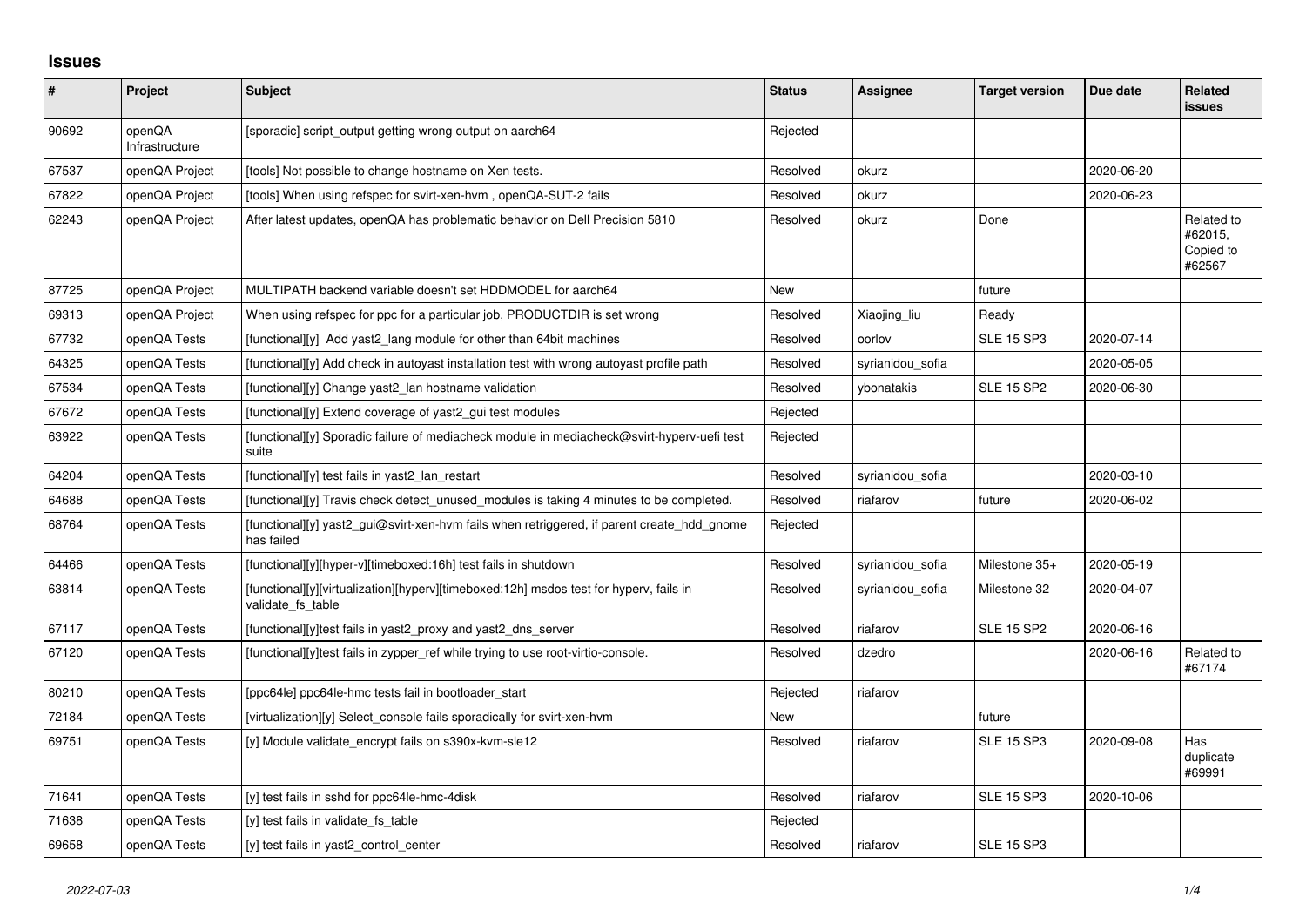# Issues

| # | Project | Subject | Status | Assignee | Target version | Due date | Related issues |
|---|---|---|---|---|---|---|---|
| 90692 | openQA Infrastructure | [sporadic] script_output getting wrong output on aarch64 | Rejected | | | | |
| 67537 | openQA Project | [tools] Not possible to change hostname on Xen tests. | Resolved | okurz | | 2020-06-20 | |
| 67822 | openQA Project | [tools] When using refspec for svirt-xen-hvm , openQA-SUT-2 fails | Resolved | okurz | | 2020-06-23 | |
| 62243 | openQA Project | After latest updates, openQA has problematic behavior on Dell Precision 5810 | Resolved | okurz | Done | | Related to #62015, Copied to #62567 |
| 87725 | openQA Project | MULTIPATH backend variable doesn't set HDDMODEL for aarch64 | New | | future | | |
| 69313 | openQA Project | When using refspec for ppc for a particular job, PRODUCTDIR is set wrong | Resolved | Xiaojing_liu | Ready | | |
| 67732 | openQA Tests | [functional][y] Add yast2_lang module for other than 64bit machines | Resolved | oorlov | SLE 15 SP3 | 2020-07-14 | |
| 64325 | openQA Tests | [functional][y] Add check in autoyast installation test with wrong autoyast profile path | Resolved | syrianidou_sofia | | 2020-05-05 | |
| 67534 | openQA Tests | [functional][y] Change yast2_lan hostname validation | Resolved | ybonatakis | SLE 15 SP2 | 2020-06-30 | |
| 67672 | openQA Tests | [functional][y] Extend coverage of yast2_gui test modules | Rejected | | | | |
| 63922 | openQA Tests | [functional][y] Sporadic failure of mediacheck module in mediacheck@svirt-hyperv-uefi test suite | Rejected | | | | |
| 64204 | openQA Tests | [functional][y] test fails in yast2_lan_restart | Resolved | syrianidou_sofia | | 2020-03-10 | |
| 64688 | openQA Tests | [functional][y] Travis check detect_unused_modules is taking 4 minutes to be completed. | Resolved | riafarov | future | 2020-06-02 | |
| 68764 | openQA Tests | [functional][y] yast2_gui@svirt-xen-hvm fails when retriggered, if parent create_hdd_gnome has failed | Rejected | | | | |
| 64466 | openQA Tests | [functional][y][hyper-v][timeboxed:16h] test fails in shutdown | Resolved | syrianidou_sofia | Milestone 35+ | 2020-05-19 | |
| 63814 | openQA Tests | [functional][y][virtualization][hyperv][timeboxed:12h] msdos test for hyperv, fails in validate_fs_table | Resolved | syrianidou_sofia | Milestone 32 | 2020-04-07 | |
| 67117 | openQA Tests | [functional][y]test fails in yast2_proxy and yast2_dns_server | Resolved | riafarov | SLE 15 SP2 | 2020-06-16 | |
| 67120 | openQA Tests | [functional][y]test fails in zypper_ref while trying to use root-virtio-console. | Resolved | dzedro | | 2020-06-16 | Related to #67174 |
| 80210 | openQA Tests | [ppc64le] ppc64le-hmc tests fail in bootloader_start | Rejected | riafarov | | | |
| 72184 | openQA Tests | [virtualization][y] Select_console fails sporadically for svirt-xen-hvm | New | | future | | |
| 69751 | openQA Tests | [y] Module validate_encrypt fails on s390x-kvm-sle12 | Resolved | riafarov | SLE 15 SP3 | 2020-09-08 | Has duplicate #69991 |
| 71641 | openQA Tests | [y] test fails in sshd for ppc64le-hmc-4disk | Resolved | riafarov | SLE 15 SP3 | 2020-10-06 | |
| 71638 | openQA Tests | [y] test fails in validate_fs_table | Rejected | | | | |
| 69658 | openQA Tests | [y] test fails in yast2_control_center | Resolved | riafarov | SLE 15 SP3 | | |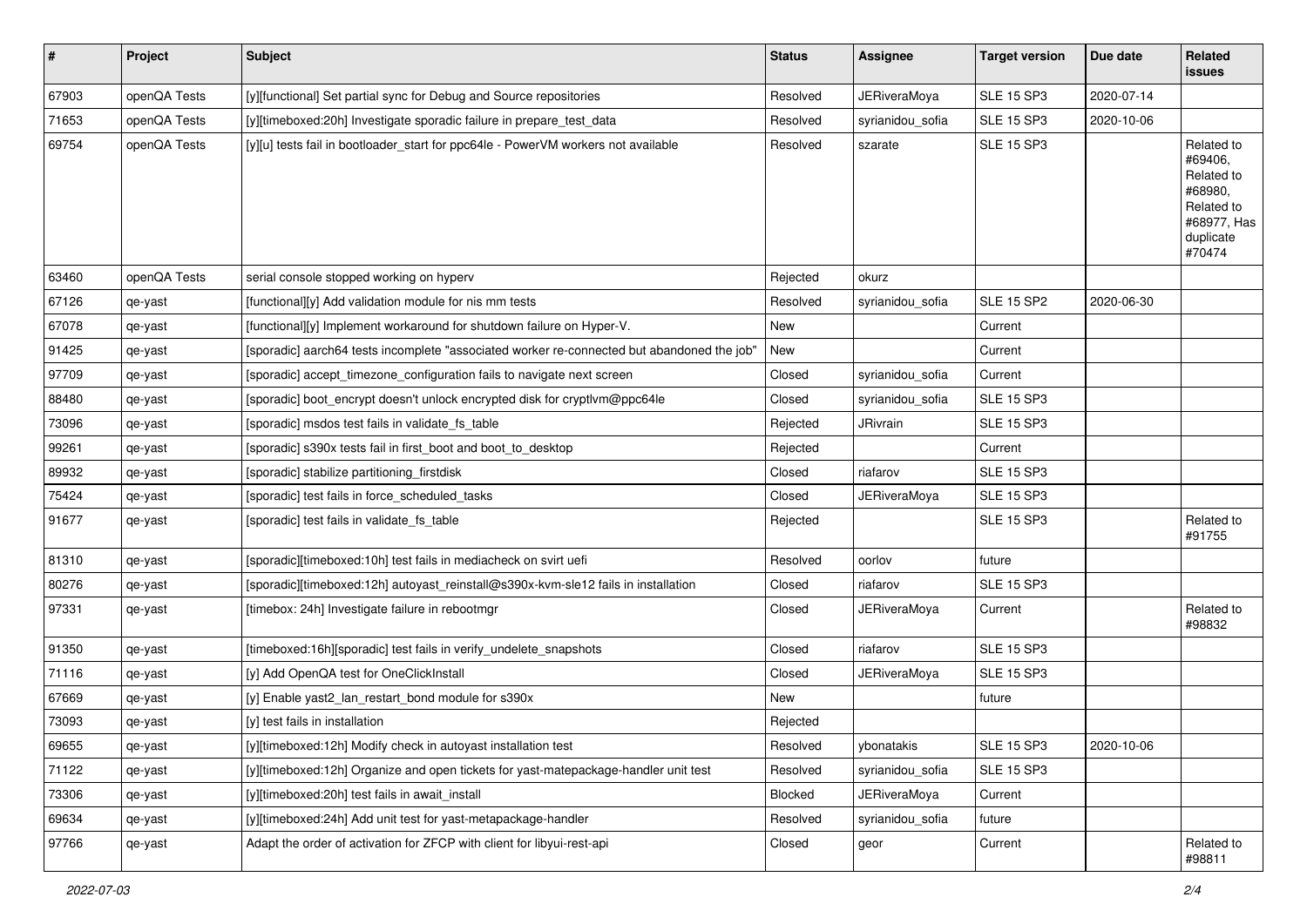| # | Project | Subject | Status | Assignee | Target version | Due date | Related issues |
|---|---|---|---|---|---|---|---|
| 67903 | openQA Tests | [y][functional] Set partial sync for Debug and Source repositories | Resolved | JERiveraMoya | SLE 15 SP3 | 2020-07-14 | |
| 71653 | openQA Tests | [y][timeboxed:20h] Investigate sporadic failure in prepare_test_data | Resolved | syrianidou_sofia | SLE 15 SP3 | 2020-10-06 | |
| 69754 | openQA Tests | [y][u] tests fail in bootloader_start for ppc64le - PowerVM workers not available | Resolved | szarate | SLE 15 SP3 | | Related to #69406, Related to #68980, Related to #68977, Has duplicate #70474 |
| 63460 | openQA Tests | serial console stopped working on hyperv | Rejected | okurz | | | |
| 67126 | qe-yast | [functional][y] Add validation module for nis mm tests | Resolved | syrianidou_sofia | SLE 15 SP2 | 2020-06-30 | |
| 67078 | qe-yast | [functional][y] Implement workaround for shutdown failure on Hyper-V. | New | | Current | | |
| 91425 | qe-yast | [sporadic] aarch64 tests incomplete "associated worker re-connected but abandoned the job" | New | | Current | | |
| 97709 | qe-yast | [sporadic] accept_timezone_configuration fails to navigate next screen | Closed | syrianidou_sofia | Current | | |
| 88480 | qe-yast | [sporadic] boot_encrypt doesn't unlock encrypted disk for cryptlvm@ppc64le | Closed | syrianidou_sofia | SLE 15 SP3 | | |
| 73096 | qe-yast | [sporadic] msdos test fails in validate_fs_table | Rejected | JRivrain | SLE 15 SP3 | | |
| 99261 | qe-yast | [sporadic] s390x tests fail in first_boot and boot_to_desktop | Rejected | | Current | | |
| 89932 | qe-yast | [sporadic] stabilize partitioning_firstdisk | Closed | riafarov | SLE 15 SP3 | | |
| 75424 | qe-yast | [sporadic] test fails in force_scheduled_tasks | Closed | JERiveraMoya | SLE 15 SP3 | | |
| 91677 | qe-yast | [sporadic] test fails in validate_fs_table | Rejected | | SLE 15 SP3 | | Related to #91755 |
| 81310 | qe-yast | [sporadic][timeboxed:10h] test fails in mediacheck on svirt uefi | Resolved | oorlov | future | | |
| 80276 | qe-yast | [sporadic][timeboxed:12h] autoyast_reinstall@s390x-kvm-sle12 fails in installation | Closed | riafarov | SLE 15 SP3 | | |
| 97331 | qe-yast | [timebox: 24h] Investigate failure in rebootmgr | Closed | JERiveraMoya | Current | | Related to #98832 |
| 91350 | qe-yast | [timeboxed:16h][sporadic] test fails in verify_undelete_snapshots | Closed | riafarov | SLE 15 SP3 | | |
| 71116 | qe-yast | [y] Add OpenQA test for OneClickInstall | Closed | JERiveraMoya | SLE 15 SP3 | | |
| 67669 | qe-yast | [y] Enable yast2_lan_restart_bond module for s390x | New | | future | | |
| 73093 | qe-yast | [y] test fails in installation | Rejected | | | | |
| 69655 | qe-yast | [y][timeboxed:12h] Modify check in autoyast installation test | Resolved | ybonatakis | SLE 15 SP3 | 2020-10-06 | |
| 71122 | qe-yast | [y][timeboxed:12h] Organize and open tickets for yast-matepackage-handler unit test | Resolved | syrianidou_sofia | SLE 15 SP3 | | |
| 73306 | qe-yast | [y][timeboxed:20h] test fails in await_install | Blocked | JERiveraMoya | Current | | |
| 69634 | qe-yast | [y][timeboxed:24h] Add unit test for yast-metapackage-handler | Resolved | syrianidou_sofia | future | | |
| 97766 | qe-yast | Adapt the order of activation for ZFCP with client for libyui-rest-api | Closed | geor | Current | | Related to #98811 |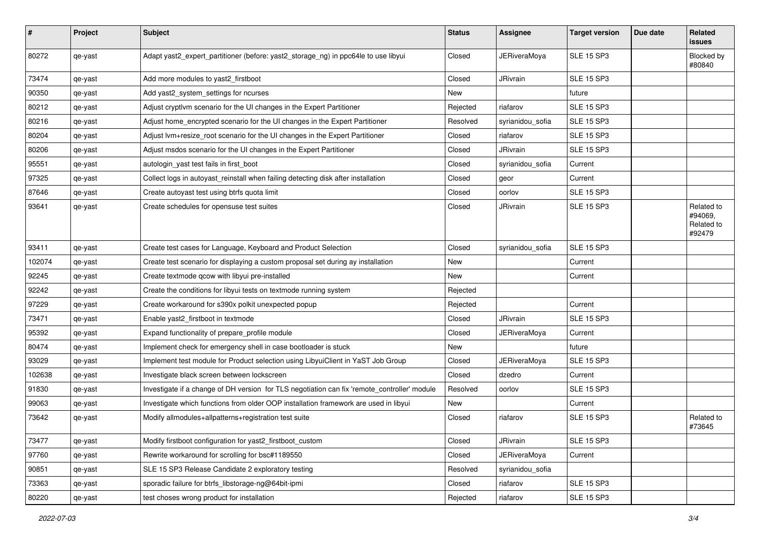| # | Project | Subject | Status | Assignee | Target version | Due date | Related issues |
|---|---|---|---|---|---|---|---|
| 80272 | qe-yast | Adapt yast2_expert_partitioner (before: yast2_storage_ng) in ppc64le to use libyui | Closed | JERiveraMoya | SLE 15 SP3 | | Blocked by #80840 |
| 73474 | qe-yast | Add more modules to yast2_firstboot | Closed | JRivrain | SLE 15 SP3 | | |
| 90350 | qe-yast | Add yast2_system_settings for ncurses | New | | future | | |
| 80212 | qe-yast | Adjust cryptlvm scenario for the UI changes in the Expert Partitioner | Rejected | riafarov | SLE 15 SP3 | | |
| 80216 | qe-yast | Adjust home_encrypted scenario for the UI changes in the Expert Partitioner | Resolved | syrianidou_sofia | SLE 15 SP3 | | |
| 80204 | qe-yast | Adjust lvm+resize_root scenario for the UI changes in the Expert Partitioner | Closed | riafarov | SLE 15 SP3 | | |
| 80206 | qe-yast | Adjust msdos scenario for the UI changes in the Expert Partitioner | Closed | JRivrain | SLE 15 SP3 | | |
| 95551 | qe-yast | autologin_yast test fails in first_boot | Closed | syrianidou_sofia | Current | | |
| 97325 | qe-yast | Collect logs in autoyast_reinstall when failing detecting disk after installation | Closed | geor | Current | | |
| 87646 | qe-yast | Create autoyast test using btrfs quota limit | Closed | oorlov | SLE 15 SP3 | | |
| 93641 | qe-yast | Create schedules for opensuse test suites | Closed | JRivrain | SLE 15 SP3 | | Related to #94069, Related to #92479 |
| 93411 | qe-yast | Create test cases for Language, Keyboard and Product Selection | Closed | syrianidou_sofia | SLE 15 SP3 | | |
| 102074 | qe-yast | Create test scenario for displaying a custom proposal set during ay installation | New | | Current | | |
| 92245 | qe-yast | Create textmode qcow with libyui pre-installed | New | | Current | | |
| 92242 | qe-yast | Create the conditions for libyui tests on textmode running system | Rejected | | | | |
| 97229 | qe-yast | Create workaround for s390x polkit unexpected popup | Rejected | | Current | | |
| 73471 | qe-yast | Enable yast2_firstboot in textmode | Closed | JRivrain | SLE 15 SP3 | | |
| 95392 | qe-yast | Expand functionality of prepare_profile module | Closed | JERiveraMoya | Current | | |
| 80474 | qe-yast | Implement check for emergency shell in case bootloader is stuck | New | | future | | |
| 93029 | qe-yast | Implement test module for Product selection using LibyuiClient in YaST Job Group | Closed | JERiveraMoya | SLE 15 SP3 | | |
| 102638 | qe-yast | Investigate black screen between lockscreen | Closed | dzedro | Current | | |
| 91830 | qe-yast | Investigate if a change of DH version for TLS negotiation can fix 'remote_controller' module | Resolved | oorlov | SLE 15 SP3 | | |
| 99063 | qe-yast | Investigate which functions from older OOP installation framework are used in libyui | New | | Current | | |
| 73642 | qe-yast | Modify allmodules+allpatterns+registration test suite | Closed | riafarov | SLE 15 SP3 | | Related to #73645 |
| 73477 | qe-yast | Modify firstboot configuration for yast2_firstboot_custom | Closed | JRivrain | SLE 15 SP3 | | |
| 97760 | qe-yast | Rewrite workaround for scrolling for bsc#1189550 | Closed | JERiveraMoya | Current | | |
| 90851 | qe-yast | SLE 15 SP3 Release Candidate 2 exploratory testing | Resolved | syrianidou_sofia | | | |
| 73363 | qe-yast | sporadic failure for btrfs_libstorage-ng@64bit-ipmi | Closed | riafarov | SLE 15 SP3 | | |
| 80220 | qe-yast | test choses wrong product for installation | Rejected | riafarov | SLE 15 SP3 | | |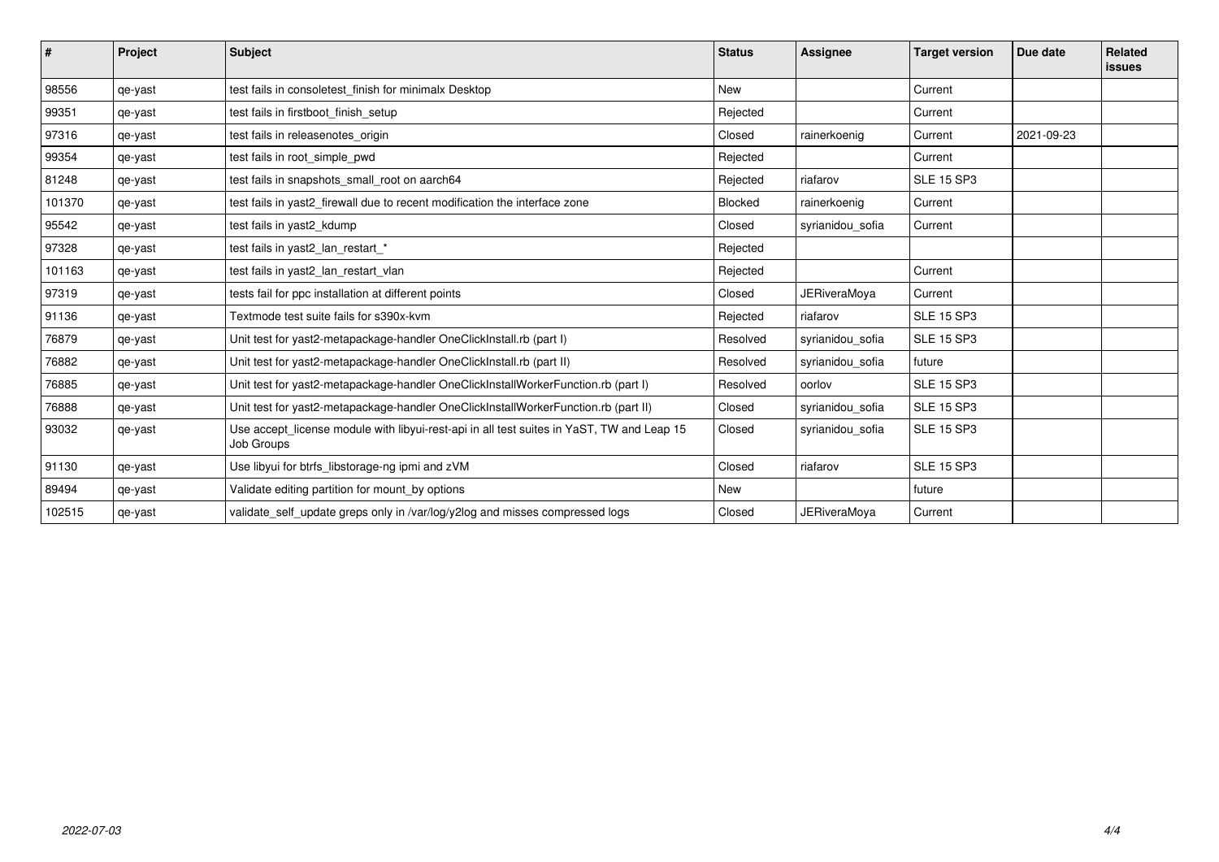| # | Project | Subject | Status | Assignee | Target version | Due date | Related issues |
|---|---|---|---|---|---|---|---|
| 98556 | qe-yast | test fails in consoletest_finish for minimalx Desktop | New | | Current | | |
| 99351 | qe-yast | test fails in firstboot_finish_setup | Rejected | | Current | | |
| 97316 | qe-yast | test fails in releasenotes_origin | Closed | rainerkoenig | Current | 2021-09-23 | |
| 99354 | qe-yast | test fails in root_simple_pwd | Rejected | | Current | | |
| 81248 | qe-yast | test fails in snapshots_small_root on aarch64 | Rejected | riafarov | SLE 15 SP3 | | |
| 101370 | qe-yast | test fails in yast2_firewall due to recent modification the interface zone | Blocked | rainerkoenig | Current | | |
| 95542 | qe-yast | test fails in yast2_kdump | Closed | syrianidou_sofia | Current | | |
| 97328 | qe-yast | test fails in yast2_lan_restart_* | Rejected | | | | |
| 101163 | qe-yast | test fails in yast2_lan_restart_vlan | Rejected | | Current | | |
| 97319 | qe-yast | tests fail for ppc installation at different points | Closed | JERiveraMoya | Current | | |
| 91136 | qe-yast | Textmode test suite fails for s390x-kvm | Rejected | riafarov | SLE 15 SP3 | | |
| 76879 | qe-yast | Unit test for yast2-metapackage-handler OneClickInstall.rb (part I) | Resolved | syrianidou_sofia | SLE 15 SP3 | | |
| 76882 | qe-yast | Unit test for yast2-metapackage-handler OneClickInstall.rb (part II) | Resolved | syrianidou_sofia | future | | |
| 76885 | qe-yast | Unit test for yast2-metapackage-handler OneClickInstallWorkerFunction.rb (part I) | Resolved | oorlov | SLE 15 SP3 | | |
| 76888 | qe-yast | Unit test for yast2-metapackage-handler OneClickInstallWorkerFunction.rb (part II) | Closed | syrianidou_sofia | SLE 15 SP3 | | |
| 93032 | qe-yast | Use accept_license module with libyui-rest-api in all test suites in YaST, TW and Leap 15 Job Groups | Closed | syrianidou_sofia | SLE 15 SP3 | | |
| 91130 | qe-yast | Use libyui for btrfs_libstorage-ng ipmi and zVM | Closed | riafarov | SLE 15 SP3 | | |
| 89494 | qe-yast | Validate editing partition for mount_by options | New | | future | | |
| 102515 | qe-yast | validate_self_update greps only in /var/log/y2log and misses compressed logs | Closed | JERiveraMoya | Current | | |